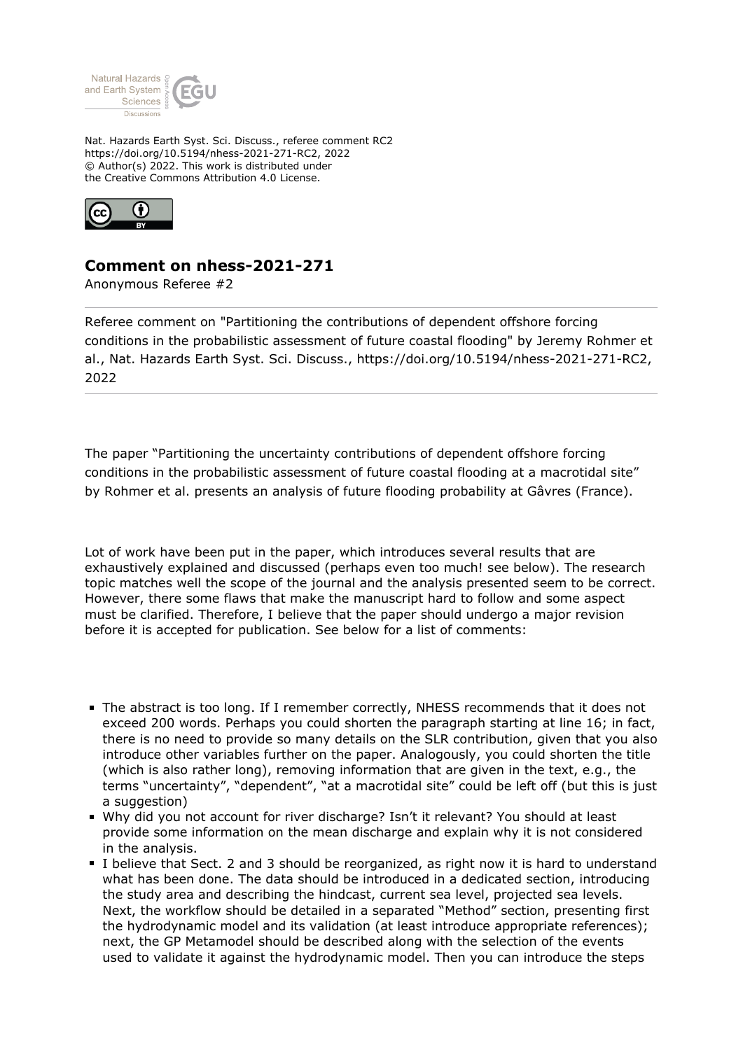Nat. Hazards Earth Syst. Sci. Discuss., referee comment RC2
https://doi.org/10.5194/nhess-2021-271-RC2, 2022
© Author(s) 2022. This work is distributed under
the Creative Commons Attribution 4.0 License.

## Comment on nhess-2021-271

Anonymous Referee #2

Referee comment on "Partitioning the contributions of dependent offshore forcing conditions in the probabilistic assessment of future coastal flooding" by Jeremy Rohmer et al., Nat. Hazards Earth Syst. Sci. Discuss., https://doi.org/10.5194/nhess-2021-271-RC2, 2022

The paper "Partitioning the uncertainty contributions of dependent offshore forcing conditions in the probabilistic assessment of future coastal flooding at a macrotidal site" by Rohmer et al. presents an analysis of future flooding probability at Gâvres (France).

Lot of work have been put in the paper, which introduces several results that are exhaustively explained and discussed (perhaps even too much! see below). The research topic matches well the scope of the journal and the analysis presented seem to be correct. However, there some flaws that make the manuscript hard to follow and some aspect must be clarified. Therefore, I believe that the paper should undergo a major revision before it is accepted for publication. See below for a list of comments:

- The abstract is too long. If I remember correctly, NHESS recommends that it does not exceed 200 words. Perhaps you could shorten the paragraph starting at line 16; in fact, there is no need to provide so many details on the SLR contribution, given that you also introduce other variables further on the paper. Analogously, you could shorten the title (which is also rather long), removing information that are given in the text, e.g., the terms "uncertainty", "dependent", "at a macrotidal site" could be left off (but this is just a suggestion)
- Why did you not account for river discharge? Isn't it relevant? You should at least provide some information on the mean discharge and explain why it is not considered in the analysis.
- I believe that Sect. 2 and 3 should be reorganized, as right now it is hard to understand what has been done. The data should be introduced in a dedicated section, introducing the study area and describing the hindcast, current sea level, projected sea levels. Next, the workflow should be detailed in a separated "Method" section, presenting first the hydrodynamic model and its validation (at least introduce appropriate references); next, the GP Metamodel should be described along with the selection of the events used to validate it against the hydrodynamic model. Then you can introduce the steps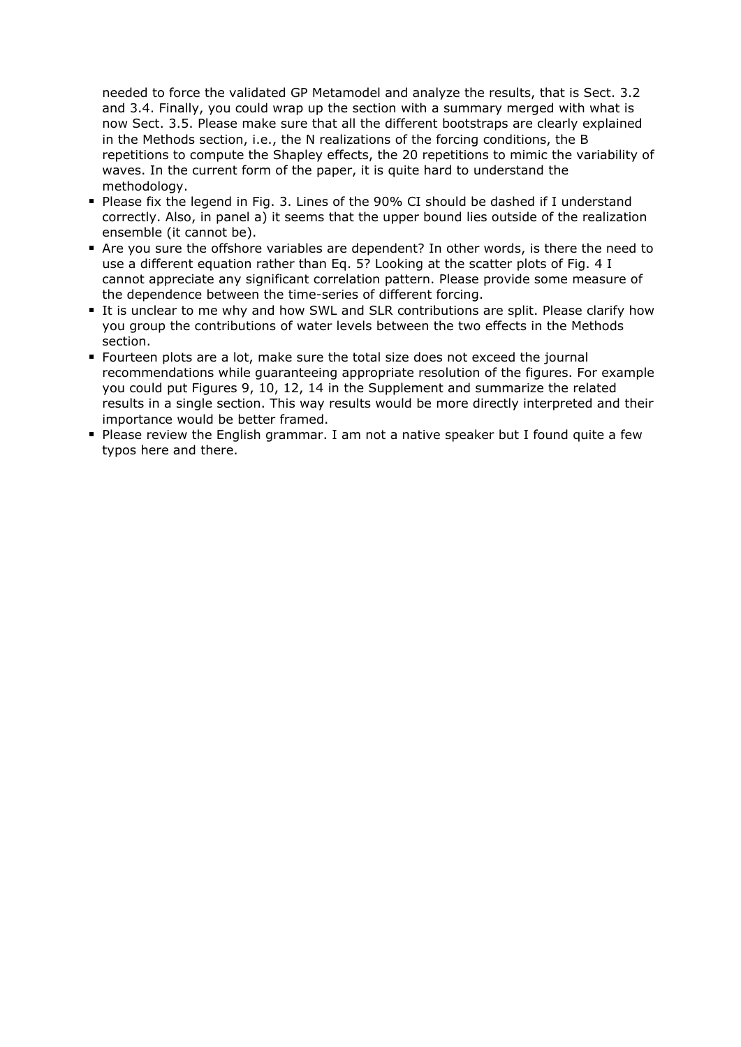needed to force the validated GP Metamodel and analyze the results, that is Sect. 3.2 and 3.4. Finally, you could wrap up the section with a summary merged with what is now Sect. 3.5. Please make sure that all the different bootstraps are clearly explained in the Methods section, i.e., the N realizations of the forcing conditions, the B repetitions to compute the Shapley effects, the 20 repetitions to mimic the variability of waves. In the current form of the paper, it is quite hard to understand the methodology.

- Please fix the legend in Fig. 3. Lines of the 90% CI should be dashed if I understand correctly. Also, in panel a) it seems that the upper bound lies outside of the realization ensemble (it cannot be).
- Are you sure the offshore variables are dependent? In other words, is there the need to use a different equation rather than Eq. 5? Looking at the scatter plots of Fig. 4 I cannot appreciate any significant correlation pattern. Please provide some measure of the dependence between the time-series of different forcing.
- It is unclear to me why and how SWL and SLR contributions are split. Please clarify how you group the contributions of water levels between the two effects in the Methods section.
- Fourteen plots are a lot, make sure the total size does not exceed the journal recommendations while guaranteeing appropriate resolution of the figures. For example you could put Figures 9, 10, 12, 14 in the Supplement and summarize the related results in a single section. This way results would be more directly interpreted and their importance would be better framed.
- Please review the English grammar. I am not a native speaker but I found quite a few typos here and there.